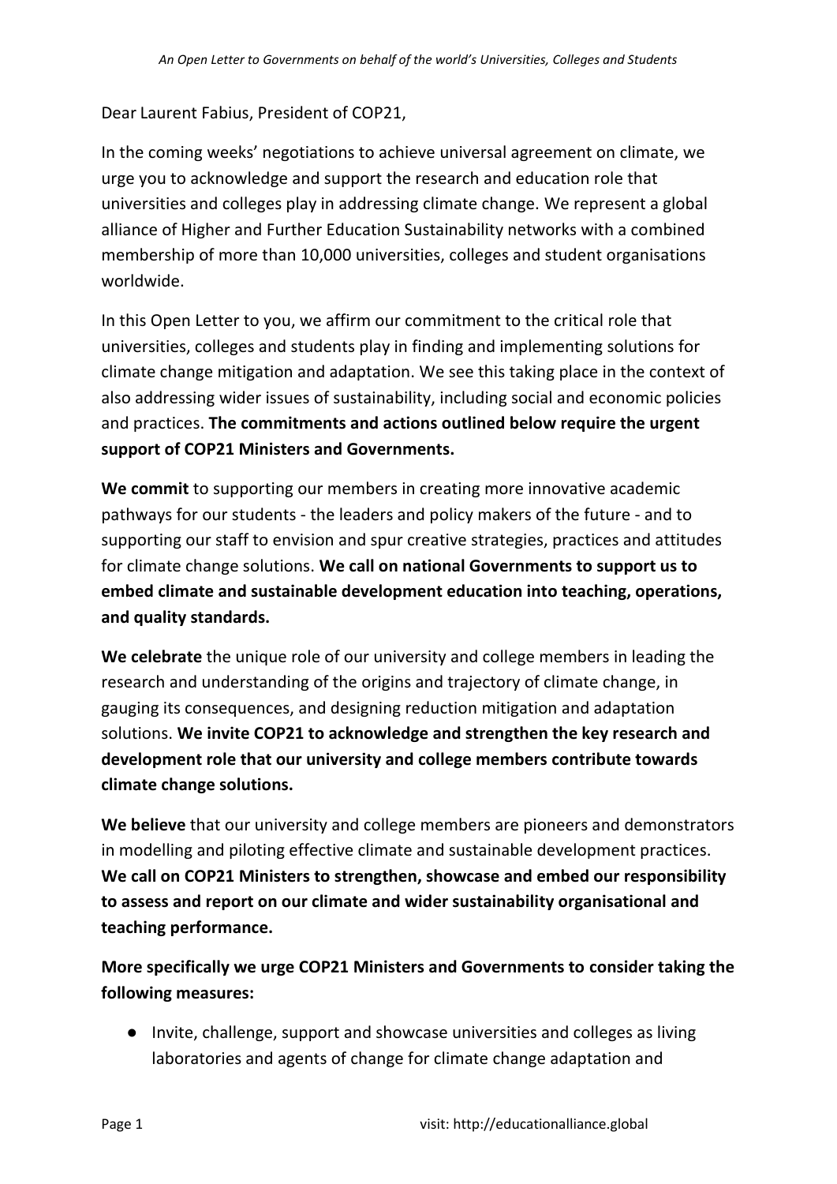Dear Laurent Fabius, President of COP21,

In the coming weeks' negotiations to achieve universal agreement on climate, we urge you to acknowledge and support the research and education role that universities and colleges play in addressing climate change. We represent a global alliance of Higher and Further Education Sustainability networks with a combined membership of more than 10,000 universities, colleges and student organisations worldwide.

In this Open Letter to you, we affirm our commitment to the critical role that universities, colleges and students play in finding and implementing solutions for climate change mitigation and adaptation. We see this taking place in the context of also addressing wider issues of sustainability, including social and economic policies and practices. **The commitments and actions outlined below require the urgent support of COP21 Ministers and Governments.**

**We commit** to supporting our members in creating more innovative academic pathways for our students - the leaders and policy makers of the future - and to supporting our staff to envision and spur creative strategies, practices and attitudes for climate change solutions. **We call on national Governments to support us to embed climate and sustainable development education into teaching, operations, and quality standards.**

**We celebrate** the unique role of our university and college members in leading the research and understanding of the origins and trajectory of climate change, in gauging its consequences, and designing reduction mitigation and adaptation solutions. **We invite COP21 to acknowledge and strengthen the key research and development role that our university and college members contribute towards climate change solutions.**

**We believe** that our university and college members are pioneers and demonstrators in modelling and piloting effective climate and sustainable development practices. **We call on COP21 Ministers to strengthen, showcase and embed our responsibility to assess and report on our climate and wider sustainability organisational and teaching performance.**

**More specifically we urge COP21 Ministers and Governments to consider taking the following measures:**

- Invite, challenge, support and showcase universities and colleges as living laboratories and agents of change for climate change adaptation and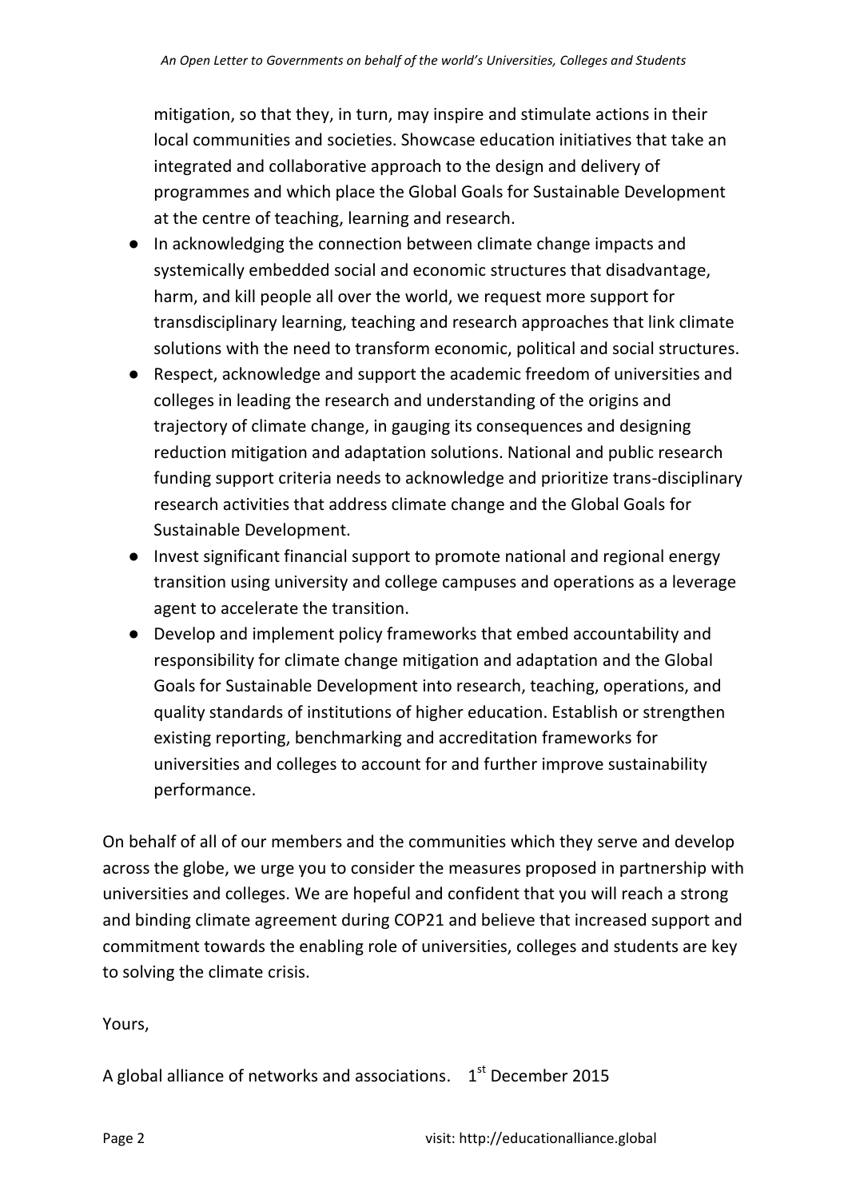mitigation, so that they, in turn, may inspire and stimulate actions in their local communities and societies. Showcase education initiatives that take an integrated and collaborative approach to the design and delivery of programmes and which place the Global Goals for Sustainable Development at the centre of teaching, learning and research.

- In acknowledging the connection between climate change impacts and systemically embedded social and economic structures that disadvantage, harm, and kill people all over the world, we request more support for transdisciplinary learning, teaching and research approaches that link climate solutions with the need to transform economic, political and social structures.
- Respect, acknowledge and support the academic freedom of universities and colleges in leading the research and understanding of the origins and trajectory of climate change, in gauging its consequences and designing reduction mitigation and adaptation solutions. National and public research funding support criteria needs to acknowledge and prioritize trans-disciplinary research activities that address climate change and the Global Goals for Sustainable Development.
- Invest significant financial support to promote national and regional energy transition using university and college campuses and operations as a leverage agent to accelerate the transition.
- Develop and implement policy frameworks that embed accountability and responsibility for climate change mitigation and adaptation and the Global Goals for Sustainable Development into research, teaching, operations, and quality standards of institutions of higher education. Establish or strengthen existing reporting, benchmarking and accreditation frameworks for universities and colleges to account for and further improve sustainability performance.

On behalf of all of our members and the communities which they serve and develop across the globe, we urge you to consider the measures proposed in partnership with universities and colleges. We are hopeful and confident that you will reach a strong and binding climate agreement during COP21 and believe that increased support and commitment towards the enabling role of universities, colleges and students are key to solving the climate crisis.

Yours,

A global alliance of networks and associations. 1st December 2015